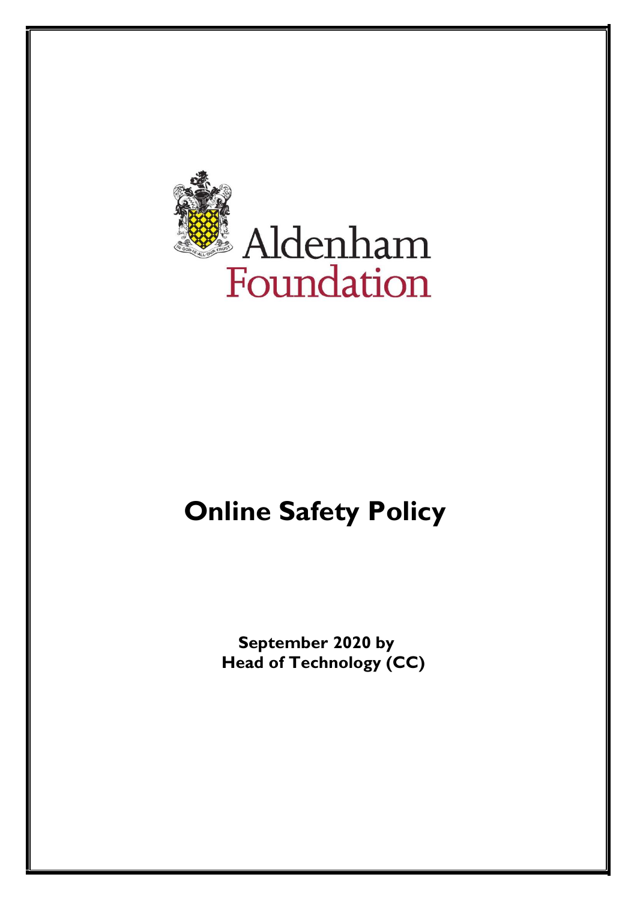Aldenham Foundation

# Online Safety Policy

**September 2020 by**
**Head of Technology (CC)**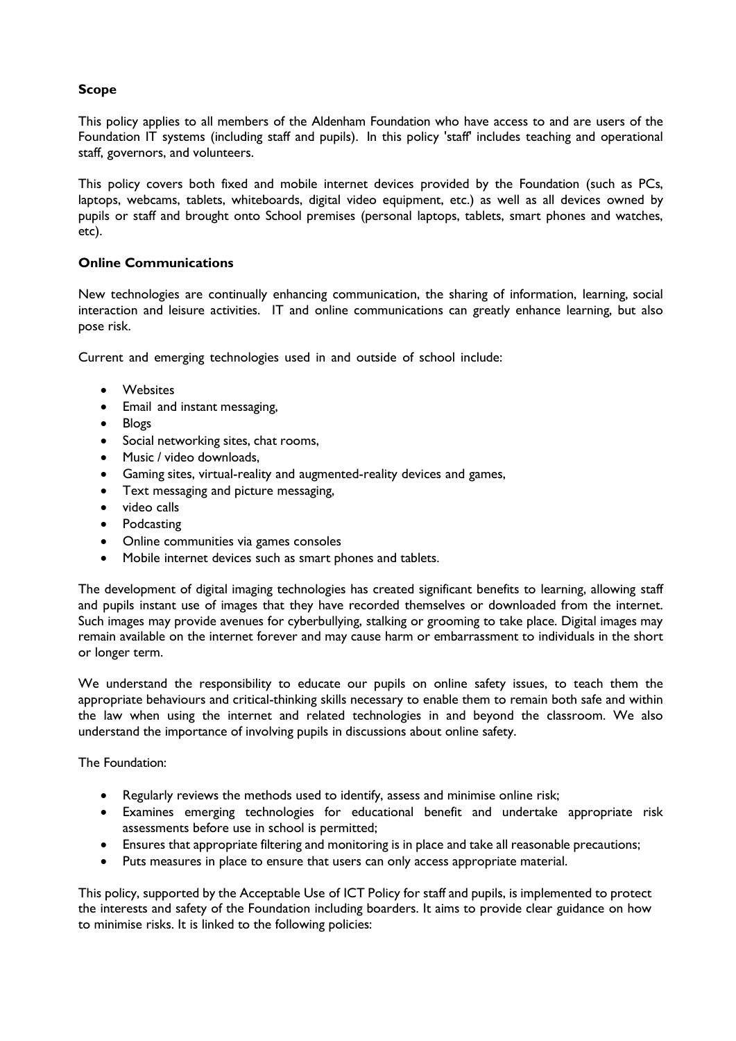**Scope**

This policy applies to all members of the Aldenham Foundation who have access to and are users of the Foundation IT systems (including staff and pupils). In this policy 'staff' includes teaching and operational staff, governors, and volunteers.

This policy covers both fixed and mobile internet devices provided by the Foundation (such as PCs, laptops, webcams, tablets, whiteboards, digital video equipment, etc.) as well as all devices owned by pupils or staff and brought onto School premises (personal laptops, tablets, smart phones and watches, etc).

**Online Communications**

New technologies are continually enhancing communication, the sharing of information, learning, social interaction and leisure activities. IT and online communications can greatly enhance learning, but also pose risk.

Current and emerging technologies used in and outside of school include:

- Websites
- Email and instant messaging,
- Blogs
- Social networking sites, chat rooms,
- Music / video downloads,
- Gaming sites, virtual-reality and augmented-reality devices and games,
- Text messaging and picture messaging,
- video calls
- Podcasting
- Online communities via games consoles
- Mobile internet devices such as smart phones and tablets.

The development of digital imaging technologies has created significant benefits to learning, allowing staff and pupils instant use of images that they have recorded themselves or downloaded from the internet. Such images may provide avenues for cyberbullying, stalking or grooming to take place. Digital images may remain available on the internet forever and may cause harm or embarrassment to individuals in the short or longer term.

We understand the responsibility to educate our pupils on online safety issues, to teach them the appropriate behaviours and critical-thinking skills necessary to enable them to remain both safe and within the law when using the internet and related technologies in and beyond the classroom. We also understand the importance of involving pupils in discussions about online safety.

The Foundation:

- Regularly reviews the methods used to identify, assess and minimise online risk;
- Examines emerging technologies for educational benefit and undertake appropriate risk assessments before use in school is permitted;
- Ensures that appropriate filtering and monitoring is in place and take all reasonable precautions;
- Puts measures in place to ensure that users can only access appropriate material.

This policy, supported by the Acceptable Use of ICT Policy for staff and pupils, is implemented to protect the interests and safety of the Foundation including boarders. It aims to provide clear guidance on how to minimise risks. It is linked to the following policies: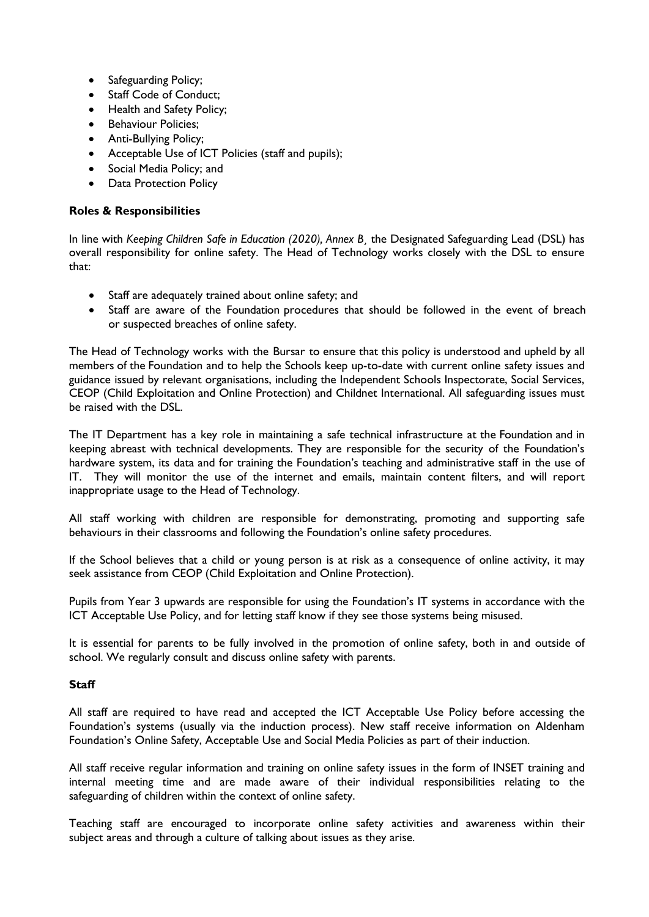- Safeguarding Policy;
- Staff Code of Conduct;
- Health and Safety Policy;
- Behaviour Policies;
- Anti-Bullying Policy;
- Acceptable Use of ICT Policies (staff and pupils);
- Social Media Policy; and
- Data Protection Policy

**Roles & Responsibilities**

In line with *Keeping Children Safe in Education (2020), Annex B*¸ the Designated Safeguarding Lead (DSL) has overall responsibility for online safety. The Head of Technology works closely with the DSL to ensure that:

- Staff are adequately trained about online safety; and
- Staff are aware of the Foundation procedures that should be followed in the event of breach or suspected breaches of online safety.

The Head of Technology works with the Bursar to ensure that this policy is understood and upheld by all members of the Foundation and to help the Schools keep up-to-date with current online safety issues and guidance issued by relevant organisations, including the Independent Schools Inspectorate, Social Services, CEOP (Child Exploitation and Online Protection) and Childnet International. All safeguarding issues must be raised with the DSL.

The IT Department has a key role in maintaining a safe technical infrastructure at the Foundation and in keeping abreast with technical developments. They are responsible for the security of the Foundation's hardware system, its data and for training the Foundation's teaching and administrative staff in the use of IT. They will monitor the use of the internet and emails, maintain content filters, and will report inappropriate usage to the Head of Technology.

All staff working with children are responsible for demonstrating, promoting and supporting safe behaviours in their classrooms and following the Foundation's online safety procedures.

If the School believes that a child or young person is at risk as a consequence of online activity, it may seek assistance from CEOP (Child Exploitation and Online Protection).

Pupils from Year 3 upwards are responsible for using the Foundation's IT systems in accordance with the ICT Acceptable Use Policy, and for letting staff know if they see those systems being misused.

It is essential for parents to be fully involved in the promotion of online safety, both in and outside of school. We regularly consult and discuss online safety with parents.

**Staff**

All staff are required to have read and accepted the ICT Acceptable Use Policy before accessing the Foundation's systems (usually via the induction process). New staff receive information on Aldenham Foundation's Online Safety, Acceptable Use and Social Media Policies as part of their induction.

All staff receive regular information and training on online safety issues in the form of INSET training and internal meeting time and are made aware of their individual responsibilities relating to the safeguarding of children within the context of online safety.

Teaching staff are encouraged to incorporate online safety activities and awareness within their subject areas and through a culture of talking about issues as they arise.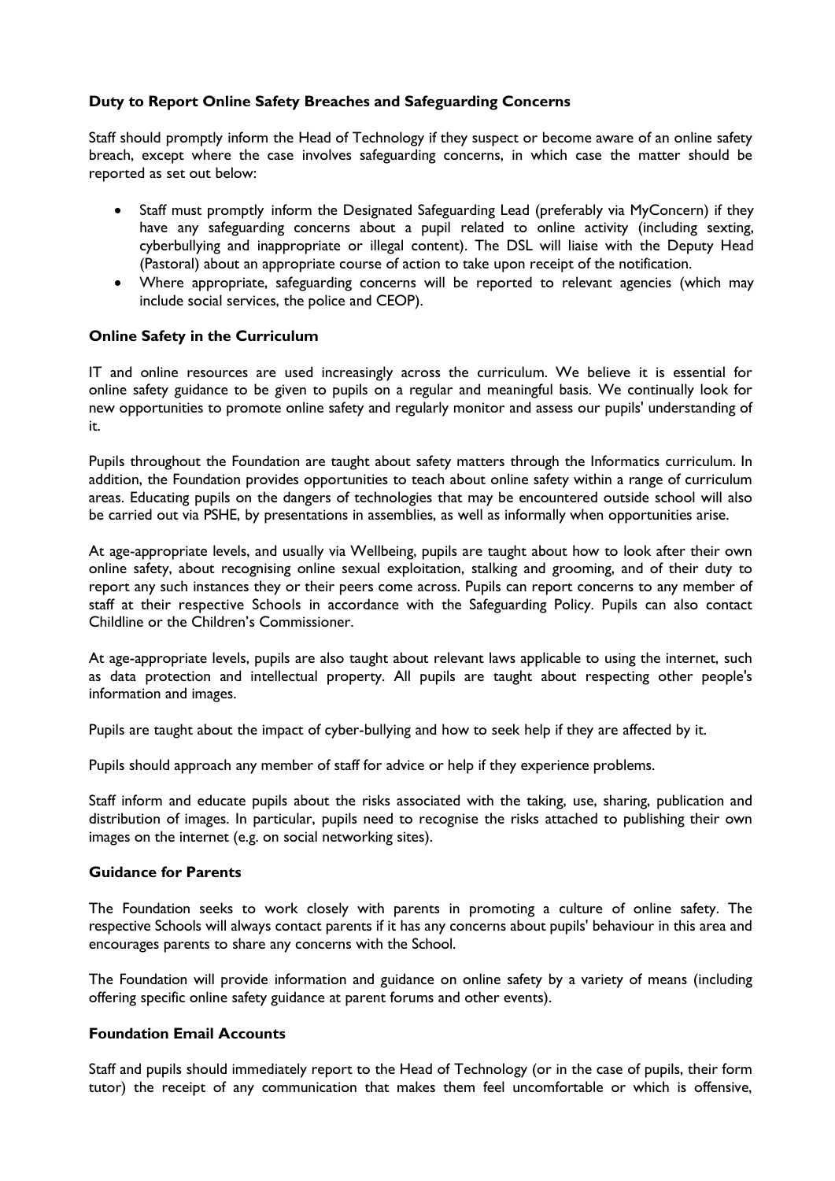### Duty to Report Online Safety Breaches and Safeguarding Concerns

Staff should promptly inform the Head of Technology if they suspect or become aware of an online safety breach, except where the case involves safeguarding concerns, in which case the matter should be reported as set out below:

- Staff must promptly inform the Designated Safeguarding Lead (preferably via MyConcern) if they have any safeguarding concerns about a pupil related to online activity (including sexting, cyberbullying and inappropriate or illegal content). The DSL will liaise with the Deputy Head (Pastoral) about an appropriate course of action to take upon receipt of the notification.
- Where appropriate, safeguarding concerns will be reported to relevant agencies (which may include social services, the police and CEOP).

### Online Safety in the Curriculum

IT and online resources are used increasingly across the curriculum. We believe it is essential for online safety guidance to be given to pupils on a regular and meaningful basis. We continually look for new opportunities to promote online safety and regularly monitor and assess our pupils' understanding of it.

Pupils throughout the Foundation are taught about safety matters through the Informatics curriculum. In addition, the Foundation provides opportunities to teach about online safety within a range of curriculum areas. Educating pupils on the dangers of technologies that may be encountered outside school will also be carried out via PSHE, by presentations in assemblies, as well as informally when opportunities arise.

At age-appropriate levels, and usually via Wellbeing, pupils are taught about how to look after their own online safety, about recognising online sexual exploitation, stalking and grooming, and of their duty to report any such instances they or their peers come across. Pupils can report concerns to any member of staff at their respective Schools in accordance with the Safeguarding Policy. Pupils can also contact Childline or the Children's Commissioner.

At age-appropriate levels, pupils are also taught about relevant laws applicable to using the internet, such as data protection and intellectual property. All pupils are taught about respecting other people's information and images.

Pupils are taught about the impact of cyber-bullying and how to seek help if they are affected by it.

Pupils should approach any member of staff for advice or help if they experience problems.

Staff inform and educate pupils about the risks associated with the taking, use, sharing, publication and distribution of images. In particular, pupils need to recognise the risks attached to publishing their own images on the internet (e.g. on social networking sites).

### Guidance for Parents

The Foundation seeks to work closely with parents in promoting a culture of online safety. The respective Schools will always contact parents if it has any concerns about pupils' behaviour in this area and encourages parents to share any concerns with the School.

The Foundation will provide information and guidance on online safety by a variety of means (including offering specific online safety guidance at parent forums and other events).

### Foundation Email Accounts

Staff and pupils should immediately report to the Head of Technology (or in the case of pupils, their form tutor) the receipt of any communication that makes them feel uncomfortable or which is offensive,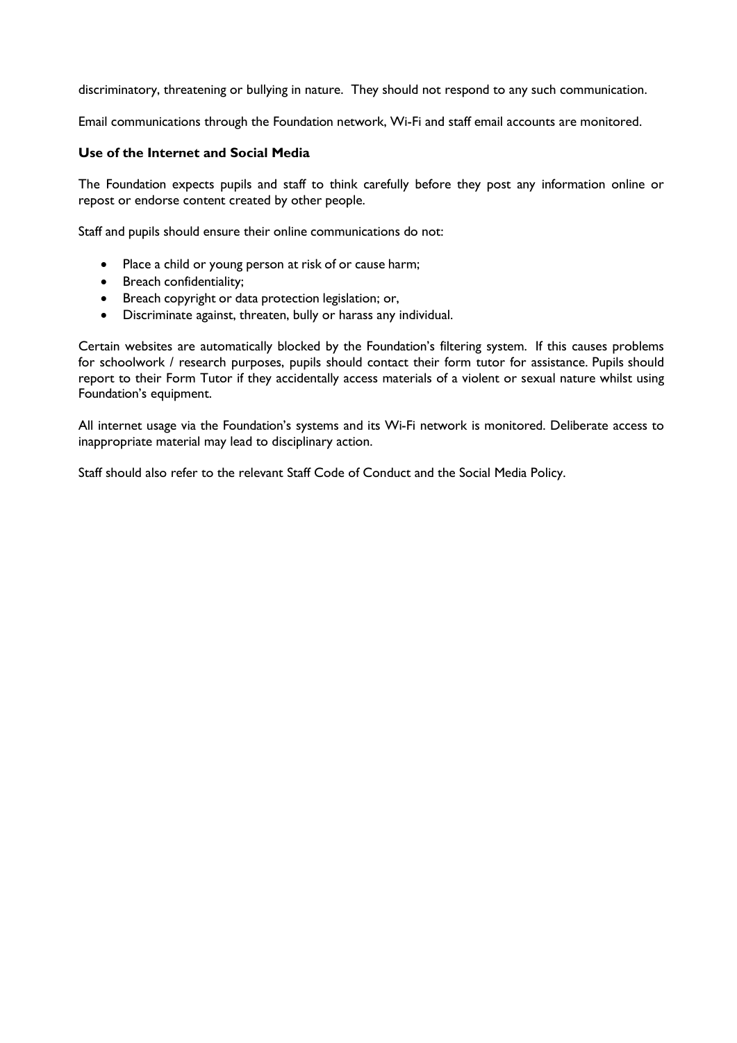discriminatory, threatening or bullying in nature. They should not respond to any such communication.

Email communications through the Foundation network, Wi-Fi and staff email accounts are monitored.

**Use of the Internet and Social Media**

The Foundation expects pupils and staff to think carefully before they post any information online or repost or endorse content created by other people.

Staff and pupils should ensure their online communications do not:

- Place a child or young person at risk of or cause harm;
- Breach confidentiality;
- Breach copyright or data protection legislation; or,
- Discriminate against, threaten, bully or harass any individual.

Certain websites are automatically blocked by the Foundation's filtering system. If this causes problems for schoolwork / research purposes, pupils should contact their form tutor for assistance. Pupils should report to their Form Tutor if they accidentally access materials of a violent or sexual nature whilst using Foundation's equipment.

All internet usage via the Foundation's systems and its Wi-Fi network is monitored. Deliberate access to inappropriate material may lead to disciplinary action.

Staff should also refer to the relevant Staff Code of Conduct and the Social Media Policy.